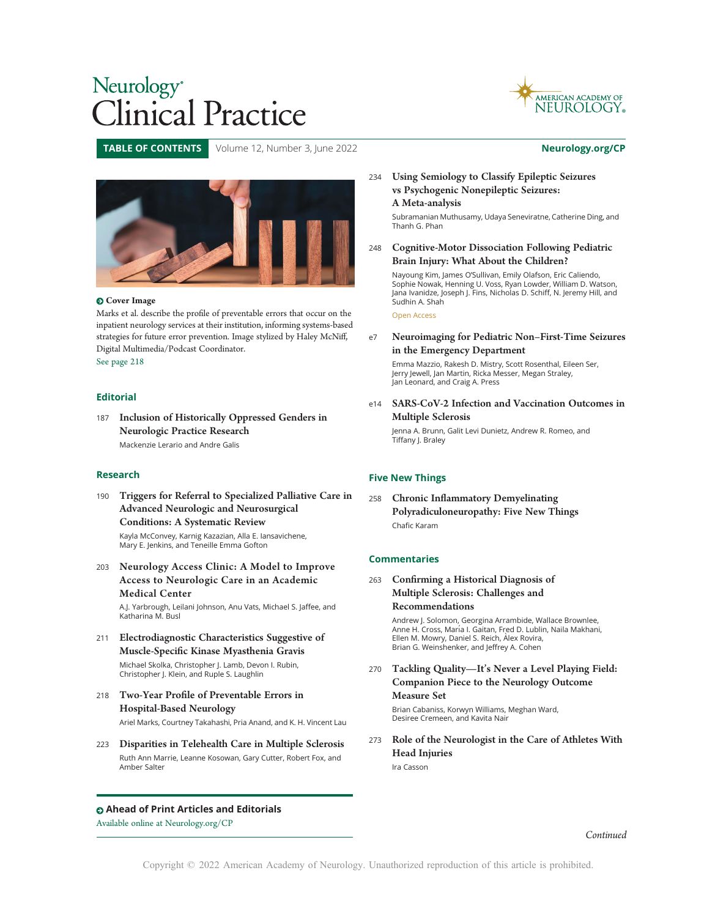# Neurology® Clinical Practice

AMERICAN ACADEMY OF NEUROLOGY®

**TABLE OF CONTENTS** Volume 12, Number 3, June 2022 **Neurology.org/CP**

**Cover Image**

Marks et al. describe the profile of preventable errors that occur on the inpatient neurology services at their institution, informing systems-based strategies for future error prevention. Image stylized by Haley McNiff, Digital Multimedia/Podcast Coordinator.

See page 218

## Editorial

187 **Inclusion of Historically Oppressed Genders in Neurologic Practice Research**
Mackenzie Lerario and Andre Galis

## Research

190 **Triggers for Referral to Specialized Palliative Care in Advanced Neurologic and Neurosurgical Conditions: A Systematic Review**
Kayla McConvey, Karnig Kazazian, Alla E. Iansavichene, Mary E. Jenkins, and Teneille Emma Gofton

203 **Neurology Access Clinic: A Model to Improve Access to Neurologic Care in an Academic Medical Center**
A.J. Yarbrough, Leilani Johnson, Anu Vats, Michael S. Jaffee, and Katharina M. Busl

211 **Electrodiagnostic Characteristics Suggestive of Muscle-Specific Kinase Myasthenia Gravis**
Michael Skolka, Christopher J. Lamb, Devon I. Rubin, Christopher J. Klein, and Ruple S. Laughlin

218 **Two-Year Profile of Preventable Errors in Hospital-Based Neurology**
Ariel Marks, Courtney Takahashi, Pria Anand, and K. H. Vincent Lau

223 **Disparities in Telehealth Care in Multiple Sclerosis**
Ruth Ann Marrie, Leanne Kosowan, Gary Cutter, Robert Fox, and Amber Salter

234 **Using Semiology to Classify Epileptic Seizures vs Psychogenic Nonepileptic Seizures: A Meta-analysis**
Subramanian Muthusamy, Udaya Seneviratne, Catherine Ding, and Thanh G. Phan

248 **Cognitive-Motor Dissociation Following Pediatric Brain Injury: What About the Children?**
Nayoung Kim, James O'Sullivan, Emily Olafson, Eric Caliendo, Sophie Nowak, Henning U. Voss, Ryan Lowder, William D. Watson, Jana Ivanidze, Joseph J. Fins, Nicholas D. Schiff, N. Jeremy Hill, and Sudhin A. Shah
Open Access

e7 **Neuroimaging for Pediatric Non–First-Time Seizures in the Emergency Department**
Emma Mazzio, Rakesh D. Mistry, Scott Rosenthal, Eileen Ser, Jerry Jewell, Jan Martin, Ricka Messer, Megan Straley, Jan Leonard, and Craig A. Press

e14 **SARS-CoV-2 Infection and Vaccination Outcomes in Multiple Sclerosis**
Jenna A. Brunn, Galit Levi Dunietz, Andrew R. Romeo, and Tiffany J. Braley

## Five New Things

258 **Chronic Inflammatory Demyelinating Polyradiculoneuropathy: Five New Things**
Chafic Karam

## Commentaries

263 **Confirming a Historical Diagnosis of Multiple Sclerosis: Challenges and Recommendations**
Andrew J. Solomon, Georgina Arrambide, Wallace Brownlee, Anne H. Cross, María I. Gaitan, Fred D. Lublin, Naila Makhani, Ellen M. Mowry, Daniel S. Reich, Àlex Rovira, Brian G. Weinshenker, and Jeffrey A. Cohen

270 **Tackling Quality—It's Never a Level Playing Field: Companion Piece to the Neurology Outcome Measure Set**
Brian Cabaniss, Korwyn Williams, Meghan Ward, Desiree Cremeen, and Kavita Nair

273 **Role of the Neurologist in the Care of Athletes With Head Injuries**
Ira Casson

**Ahead of Print Articles and Editorials**
Available online at Neurology.org/CP

*Continued*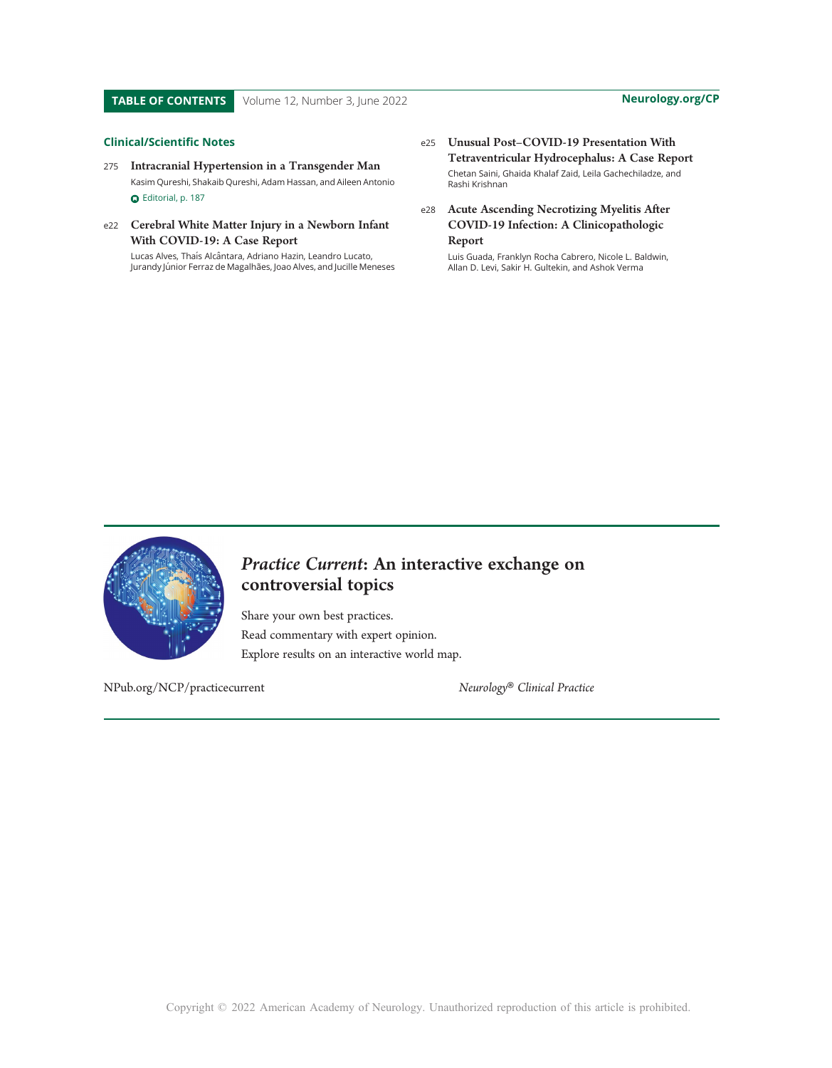## Clinical/Scientific Notes

275 **Intracranial Hypertension in a Transgender Man**
Kasim Qureshi, Shakaib Qureshi, Adam Hassan, and Aileen Antonio
Editorial, p. 187

e22 **Cerebral White Matter Injury in a Newborn Infant With COVID-19: A Case Report**
Lucas Alves, Thaís Alcântara, Adriano Hazin, Leandro Lucato, Jurandy Júnior Ferraz de Magalhães, Joao Alves, and Jucille Meneses

e25 **Unusual Post–COVID-19 Presentation With Tetraventricular Hydrocephalus: A Case Report**
Chetan Saini, Ghaida Khalaf Zaid, Leila Gachechiladze, and Rashi Krishnan

e28 **Acute Ascending Necrotizing Myelitis After COVID-19 Infection: A Clinicopathologic Report**
Luis Guada, Franklyn Rocha Cabrero, Nicole L. Baldwin, Allan D. Levi, Sakir H. Gultekin, and Ashok Verma

---

## *Practice Current*: An interactive exchange on controversial topics

Share your own best practices.
Read commentary with expert opinion.
Explore results on an interactive world map.

NPub.org/NCP/practicecurrent

*Neurology® Clinical Practice*

Copyright © 2022 American Academy of Neurology. Unauthorized reproduction of this article is prohibited.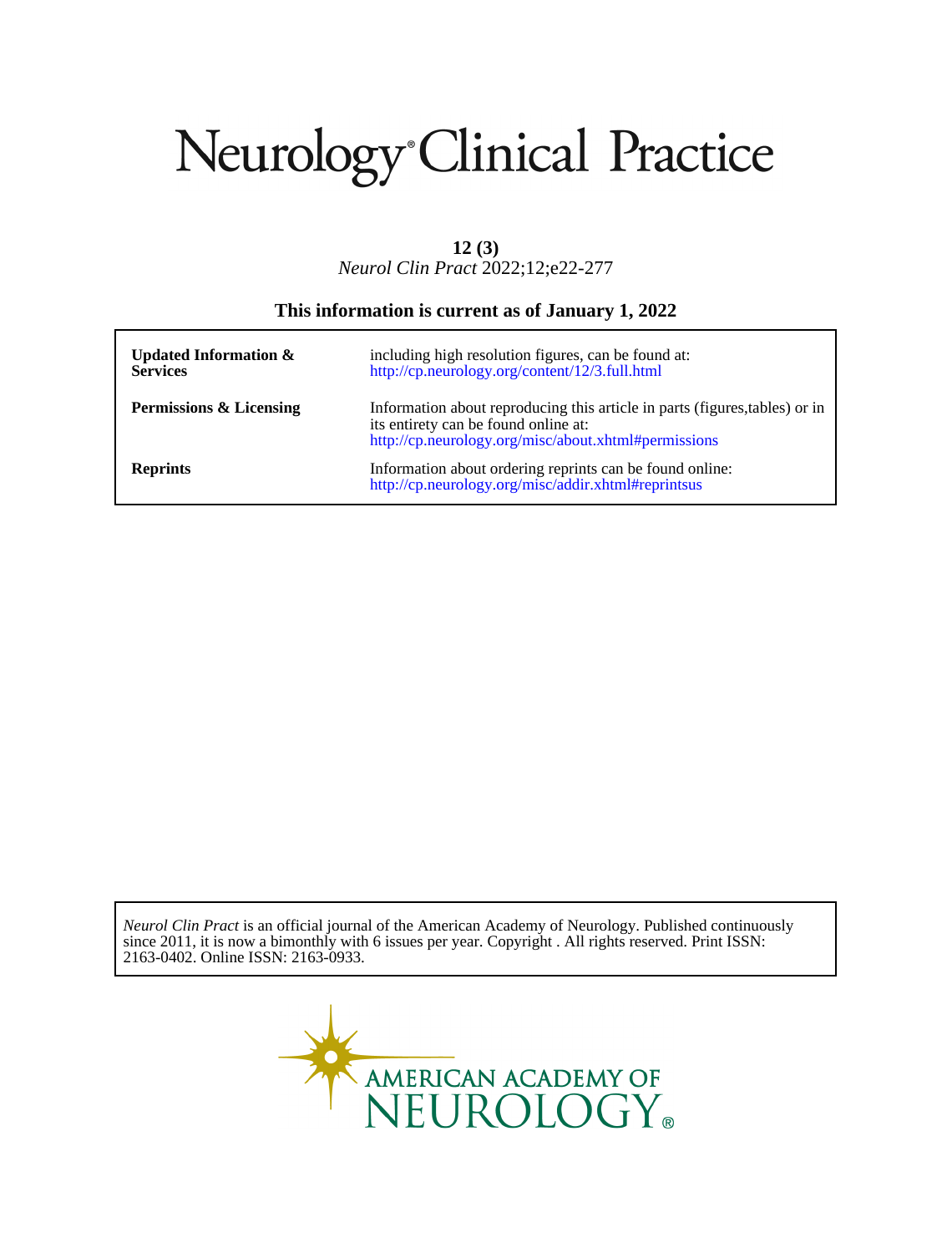# Neurology® Clinical Practice

**12 (3)**
*Neurol Clin Pract* 2022;12;e22-277

**This information is current as of January 1, 2022**

| | |
|---|---|
| **Updated Information & Services** | including high resolution figures, can be found at: http://cp.neurology.org/content/12/3.full.html |
| **Permissions & Licensing** | Information about reproducing this article in parts (figures,tables) or in its entirety can be found online at: http://cp.neurology.org/misc/about.xhtml#permissions |
| **Reprints** | Information about ordering reprints can be found online: http://cp.neurology.org/misc/addir.xhtml#reprintsus |

*Neurol Clin Pract* is an official journal of the American Academy of Neurology. Published continuously since 2011, it is now a bimonthly with 6 issues per year. Copyright . All rights reserved. Print ISSN: 2163-0402. Online ISSN: 2163-0933.

AMERICAN ACADEMY OF NEUROLOGY®